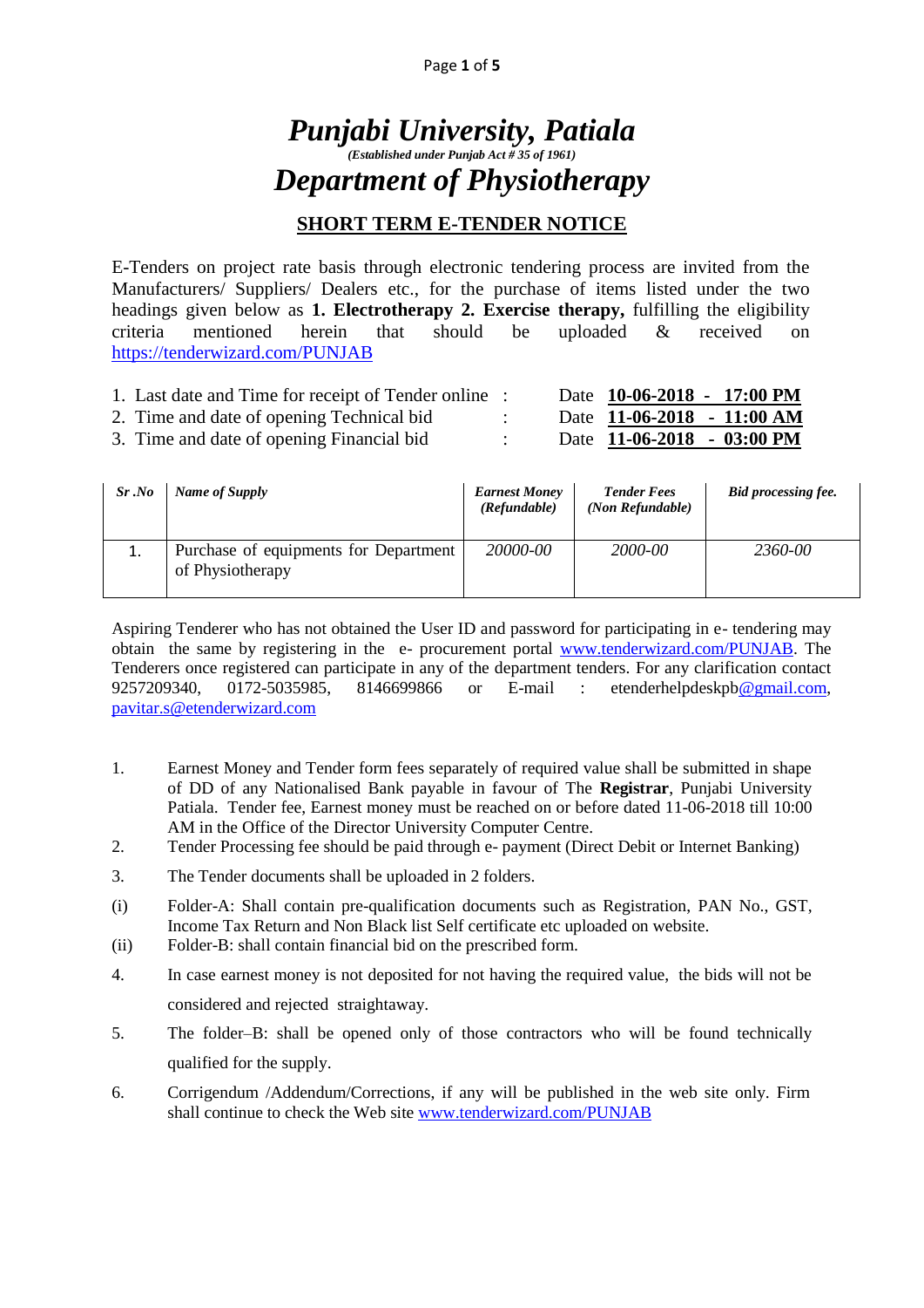# *Punjabi University, Patiala*

***(Established under Punjab Act # 35 of 1961)***

# *Department of Physiotherapy*

## SHORT TERM E-TENDER NOTICE

E-Tenders on project rate basis through electronic tendering process are invited from the Manufacturers/ Suppliers/ Dealers etc., for the purchase of items listed under the two headings given below as **1. Electrotherapy 2. Exercise therapy,** fulfilling the eligibility criteria mentioned herein that should be uploaded & received on https://tenderwizard.com/PUNJAB

1. Last date and Time for receipt of Tender online : Date **10-06-2018 - 17:00 PM**
2. Time and date of opening Technical bid : Date **11-06-2018 - 11:00 AM**
3. Time and date of opening Financial bid : Date **11-06-2018 - 03:00 PM**

| *Sr .No* | *Name of Supply* | *Earnest Money (Refundable)* | *Tender Fees (Non Refundable)* | *Bid processing fee.* |
|---|---|---|---|---|
| 1. | Purchase of equipments for Department of Physiotherapy | *20000-00* | *2000-00* | *2360-00* |

Aspiring Tenderer who has not obtained the User ID and password for participating in e- tendering may obtain the same by registering in the e- procurement portal www.tenderwizard.com/PUNJAB. The Tenderers once registered can participate in any of the department tenders. For any clarification contact 9257209340, 0172-5035985, 8146699866 or E-mail : etenderhelpdeskpb@gmail.com, pavitar.s@etenderwizard.com

1. Earnest Money and Tender form fees separately of required value shall be submitted in shape of DD of any Nationalised Bank payable in favour of The **Registrar**, Punjabi University Patiala. Tender fee, Earnest money must be reached on or before dated 11-06-2018 till 10:00 AM in the Office of the Director University Computer Centre.
2. Tender Processing fee should be paid through e- payment (Direct Debit or Internet Banking)
3. The Tender documents shall be uploaded in 2 folders.

(i) Folder-A: Shall contain pre-qualification documents such as Registration, PAN No., GST, Income Tax Return and Non Black list Self certificate etc uploaded on website.

(ii) Folder-B: shall contain financial bid on the prescribed form.

4. In case earnest money is not deposited for not having the required value, the bids will not be considered and rejected straightaway.
5. The folder–B: shall be opened only of those contractors who will be found technically qualified for the supply.
6. Corrigendum /Addendum/Corrections, if any will be published in the web site only. Firm shall continue to check the Web site www.tenderwizard.com/PUNJAB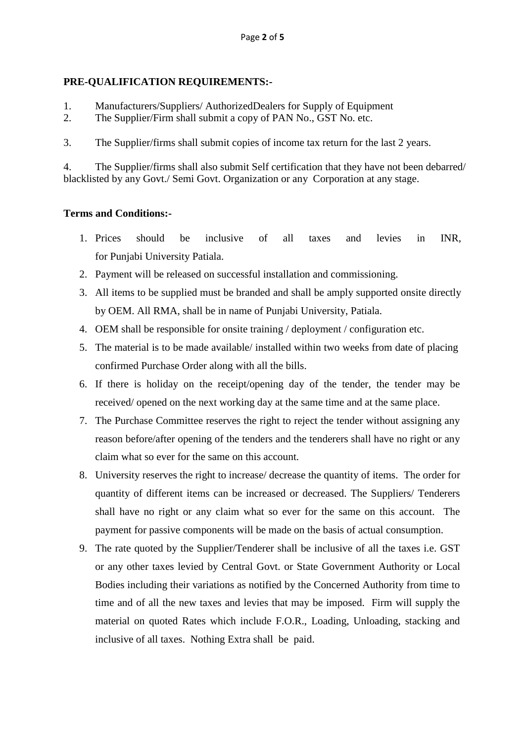**PRE-QUALIFICATION REQUIREMENTS:-**

1. Manufacturers/Suppliers/ AuthorizedDealers for Supply of Equipment
2. The Supplier/Firm shall submit a copy of PAN No., GST No. etc.
3. The Supplier/firms shall submit copies of income tax return for the last 2 years.
4. The Supplier/firms shall also submit Self certification that they have not been debarred/ blacklisted by any Govt./ Semi Govt. Organization or any Corporation at any stage.

**Terms and Conditions:-**

1. Prices should be inclusive of all taxes and levies in INR, for Punjabi University Patiala.
2. Payment will be released on successful installation and commissioning.
3. All items to be supplied must be branded and shall be amply supported onsite directly by OEM. All RMA, shall be in name of Punjabi University, Patiala.
4. OEM shall be responsible for onsite training / deployment / configuration etc.
5. The material is to be made available/ installed within two weeks from date of placing confirmed Purchase Order along with all the bills.
6. If there is holiday on the receipt/opening day of the tender, the tender may be received/ opened on the next working day at the same time and at the same place.
7. The Purchase Committee reserves the right to reject the tender without assigning any reason before/after opening of the tenders and the tenderers shall have no right or any claim what so ever for the same on this account.
8. University reserves the right to increase/ decrease the quantity of items. The order for quantity of different items can be increased or decreased. The Suppliers/ Tenderers shall have no right or any claim what so ever for the same on this account. The payment for passive components will be made on the basis of actual consumption.
9. The rate quoted by the Supplier/Tenderer shall be inclusive of all the taxes i.e. GST or any other taxes levied by Central Govt. or State Government Authority or Local Bodies including their variations as notified by the Concerned Authority from time to time and of all the new taxes and levies that may be imposed. Firm will supply the material on quoted Rates which include F.O.R., Loading, Unloading, stacking and inclusive of all taxes. Nothing Extra shall be paid.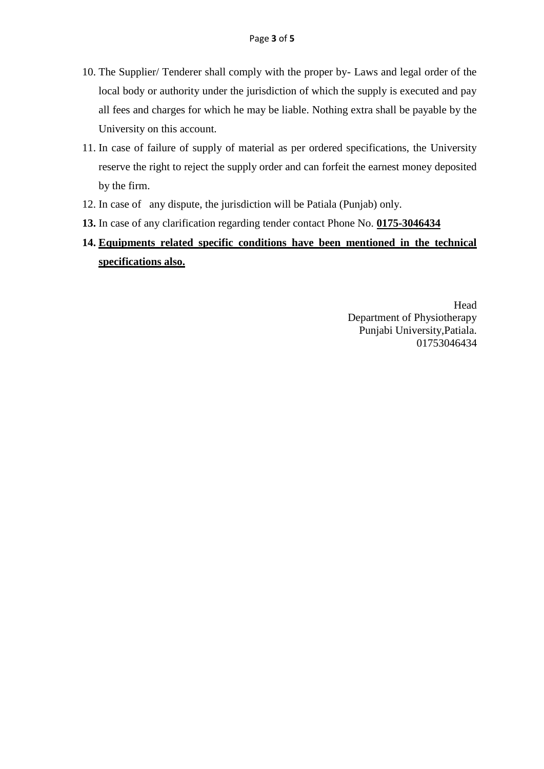10. The Supplier/ Tenderer shall comply with the proper by- Laws and legal order of the local body or authority under the jurisdiction of which the supply is executed and pay all fees and charges for which he may be liable. Nothing extra shall be payable by the University on this account.
11. In case of failure of supply of material as per ordered specifications, the University reserve the right to reject the supply order and can forfeit the earnest money deposited by the firm.
12. In case of any dispute, the jurisdiction will be Patiala (Punjab) only.
13. In case of any clarification regarding tender contact Phone No. **<u>0175-3046434</u>**
14. **<u>Equipments related specific conditions have been mentioned in the technical specifications also.</u>**

Head
Department of Physiotherapy
Punjabi University,Patiala.
01753046434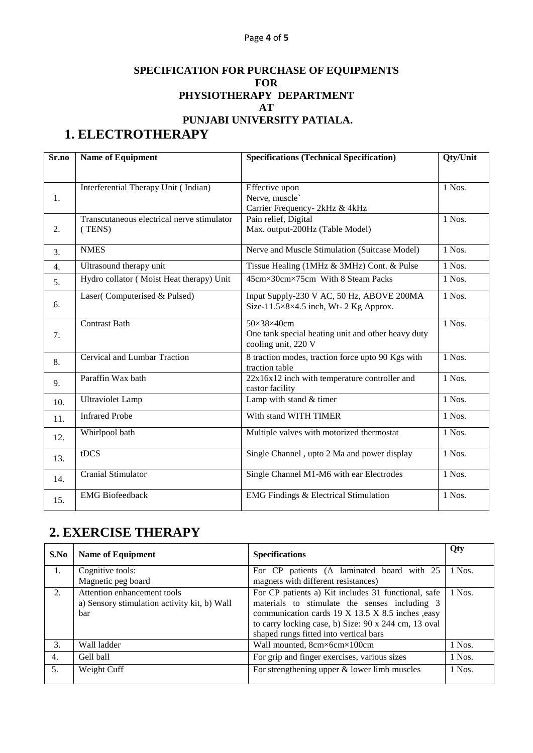**SPECIFICATION FOR PURCHASE OF EQUIPMENTS**
**FOR**
**PHYSIOTHERAPY DEPARTMENT**
**AT**
**PUNJABI UNIVERSITY PATIALA.**

# 1. ELECTROTHERAPY

| Sr.no | Name of Equipment | Specifications (Technical Specification) | Qty/Unit |
|---|---|---|---|
| 1. | Interferential Therapy Unit ( Indian) | Effective upon<br>Nerve, muscle`<br>Carrier Frequency- 2kHz & 4kHz | 1 Nos. |
| 2. | Transcutaneous electrical nerve stimulator ( TENS) | Pain relief, Digital<br>Max. output-200Hz (Table Model) | 1 Nos. |
| 3. | NMES | Nerve and Muscle Stimulation (Suitcase Model) | 1 Nos. |
| 4. | Ultrasound therapy unit | Tissue Healing (1MHz & 3MHz) Cont. & Pulse | 1 Nos. |
| 5. | Hydro collator ( Moist Heat therapy) Unit | 45cm×30cm×75cm With 8 Steam Packs | 1 Nos. |
| 6. | Laser( Computerised & Pulsed) | Input Supply-230 V AC, 50 Hz, ABOVE 200MA<br>Size-11.5×8×4.5 inch, Wt- 2 Kg Approx. | 1 Nos. |
| 7. | Contrast Bath | 50×38×40cm<br>One tank special heating unit and other heavy duty cooling unit, 220 V | 1 Nos. |
| 8. | Cervical and Lumbar Traction | 8 traction modes, traction force upto 90 Kgs with traction table | 1 Nos. |
| 9. | Paraffin Wax bath | 22x16x12 inch with temperature controller and castor facility | 1 Nos. |
| 10. | Ultraviolet Lamp | Lamp with stand & timer | 1 Nos. |
| 11. | Infrared Probe | With stand WITH TIMER | 1 Nos. |
| 12. | Whirlpool bath | Multiple valves with motorized thermostat | 1 Nos. |
| 13. | tDCS | Single Channel , upto 2 Ma and power display | 1 Nos. |
| 14. | Cranial Stimulator | Single Channel M1-M6 with ear Electrodes | 1 Nos. |
| 15. | EMG Biofeedback | EMG Findings & Electrical Stimulation | 1 Nos. |

# 2. EXERCISE THERAPY

| S.No | Name of Equipment | Specifications | Qty |
|---|---|---|---|
| 1. | Cognitive tools:<br>Magnetic peg board | For CP patients (A laminated board with 25 magnets with different resistances) | 1 Nos. |
| 2. | Attention enhancement tools<br>a) Sensory stimulation activity kit, b) Wall bar | For CP patients a) Kit includes 31 functional, safe materials to stimulate the senses including 3 communication cards 19 X 13.5 X 8.5 inches ,easy to carry locking case, b) Size: 90 x 244 cm, 13 oval shaped rungs fitted into vertical bars | 1 Nos. |
| 3. | Wall ladder | Wall mounted, 8cm×6cm×100cm | 1 Nos. |
| 4. | Gell ball | For grip and finger exercises, various sizes | 1 Nos. |
| 5. | Weight Cuff | For strengthening upper & lower limb muscles | 1 Nos. |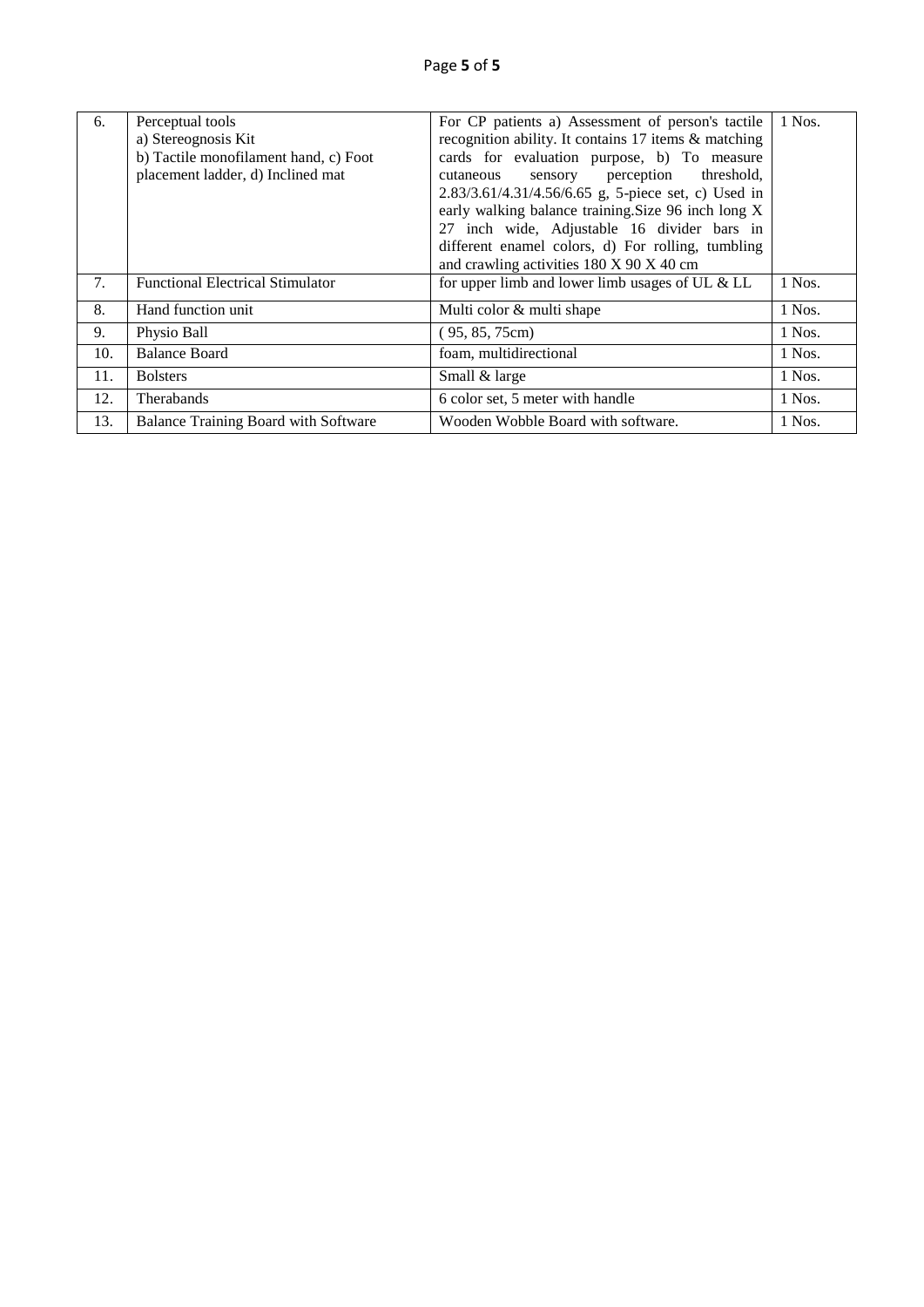| | | | |
|---|---|---|---|
| 6. | Perceptual tools<br>a) Stereognosis Kit<br>b) Tactile monofilament hand, c) Foot placement ladder, d) Inclined mat | For CP patients a) Assessment of person's tactile recognition ability. It contains 17 items & matching cards for evaluation purpose, b) To measure cutaneous sensory perception threshold, 2.83/3.61/4.31/4.56/6.65 g, 5-piece set, c) Used in early walking balance training.Size 96 inch long X 27 inch wide, Adjustable 16 divider bars in different enamel colors, d) For rolling, tumbling and crawling activities 180 X 90 X 40 cm | 1 Nos. |
| 7. | Functional Electrical Stimulator | for upper limb and lower limb usages of UL & LL | 1 Nos. |
| 8. | Hand function unit | Multi color & multi shape | 1 Nos. |
| 9. | Physio Ball | ( 95, 85, 75cm) | 1 Nos. |
| 10. | Balance Board | foam, multidirectional | 1 Nos. |
| 11. | Bolsters | Small & large | 1 Nos. |
| 12. | Therabands | 6 color set, 5 meter with handle | 1 Nos. |
| 13. | Balance Training Board with Software | Wooden Wobble Board with software. | 1 Nos. |